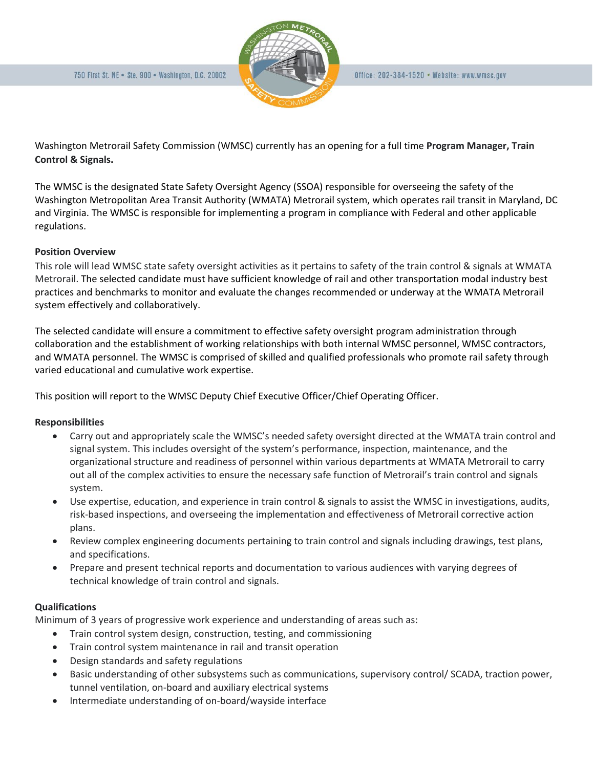750 First St. NE • Ste. 900 • Washington, D.C. 20002

Office: 202-384-1520 • Website: www.wmsc.gov

Washington Metrorail Safety Commission (WMSC) currently has an opening for a full time **Program Manager, Train Control & Signals.**

The WMSC is the designated State Safety Oversight Agency (SSOA) responsible for overseeing the safety of the Washington Metropolitan Area Transit Authority (WMATA) Metrorail system, which operates rail transit in Maryland, DC and Virginia. The WMSC is responsible for implementing a program in compliance with Federal and other applicable regulations.

**Position Overview**

This role will lead WMSC state safety oversight activities as it pertains to safety of the train control & signals at WMATA Metrorail. The selected candidate must have sufficient knowledge of rail and other transportation modal industry best practices and benchmarks to monitor and evaluate the changes recommended or underway at the WMATA Metrorail system effectively and collaboratively.

The selected candidate will ensure a commitment to effective safety oversight program administration through collaboration and the establishment of working relationships with both internal WMSC personnel, WMSC contractors, and WMATA personnel. The WMSC is comprised of skilled and qualified professionals who promote rail safety through varied educational and cumulative work expertise.

This position will report to the WMSC Deputy Chief Executive Officer/Chief Operating Officer.

**Responsibilities**

- Carry out and appropriately scale the WMSC's needed safety oversight directed at the WMATA train control and signal system. This includes oversight of the system's performance, inspection, maintenance, and the organizational structure and readiness of personnel within various departments at WMATA Metrorail to carry out all of the complex activities to ensure the necessary safe function of Metrorail's train control and signals system.
- Use expertise, education, and experience in train control & signals to assist the WMSC in investigations, audits, risk-based inspections, and overseeing the implementation and effectiveness of Metrorail corrective action plans.
- Review complex engineering documents pertaining to train control and signals including drawings, test plans, and specifications.
- Prepare and present technical reports and documentation to various audiences with varying degrees of technical knowledge of train control and signals.

**Qualifications**

Minimum of 3 years of progressive work experience and understanding of areas such as:

- Train control system design, construction, testing, and commissioning
- Train control system maintenance in rail and transit operation
- Design standards and safety regulations
- Basic understanding of other subsystems such as communications, supervisory control/ SCADA, traction power, tunnel ventilation, on-board and auxiliary electrical systems
- Intermediate understanding of on-board/wayside interface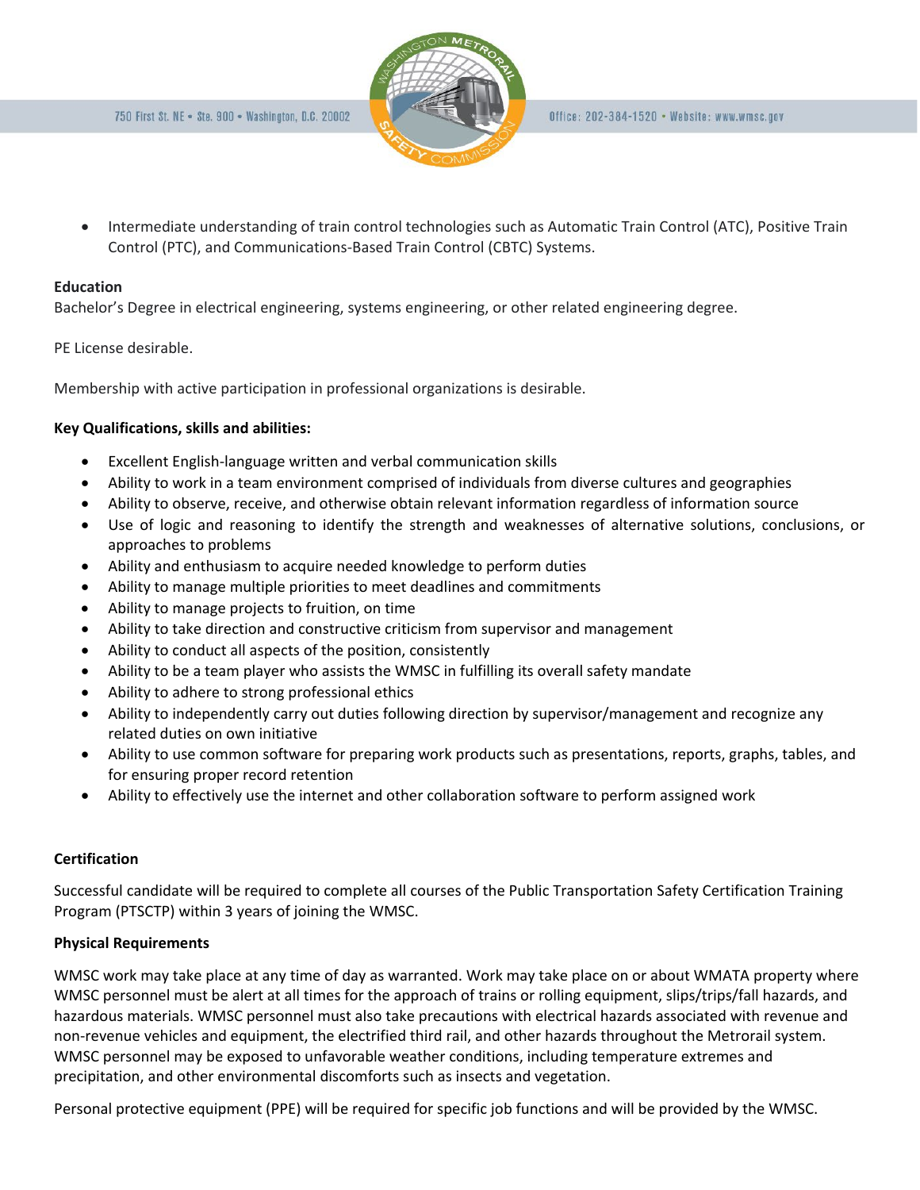- Intermediate understanding of train control technologies such as Automatic Train Control (ATC), Positive Train Control (PTC), and Communications-Based Train Control (CBTC) Systems.

**Education**

Bachelor's Degree in electrical engineering, systems engineering, or other related engineering degree.

PE License desirable.

Membership with active participation in professional organizations is desirable.

**Key Qualifications, skills and abilities:**

- Excellent English-language written and verbal communication skills
- Ability to work in a team environment comprised of individuals from diverse cultures and geographies
- Ability to observe, receive, and otherwise obtain relevant information regardless of information source
- Use of logic and reasoning to identify the strength and weaknesses of alternative solutions, conclusions, or approaches to problems
- Ability and enthusiasm to acquire needed knowledge to perform duties
- Ability to manage multiple priorities to meet deadlines and commitments
- Ability to manage projects to fruition, on time
- Ability to take direction and constructive criticism from supervisor and management
- Ability to conduct all aspects of the position, consistently
- Ability to be a team player who assists the WMSC in fulfilling its overall safety mandate
- Ability to adhere to strong professional ethics
- Ability to independently carry out duties following direction by supervisor/management and recognize any related duties on own initiative
- Ability to use common software for preparing work products such as presentations, reports, graphs, tables, and for ensuring proper record retention
- Ability to effectively use the internet and other collaboration software to perform assigned work

**Certification**

Successful candidate will be required to complete all courses of the Public Transportation Safety Certification Training Program (PTSCTP) within 3 years of joining the WMSC.

**Physical Requirements**

WMSC work may take place at any time of day as warranted. Work may take place on or about WMATA property where WMSC personnel must be alert at all times for the approach of trains or rolling equipment, slips/trips/fall hazards, and hazardous materials. WMSC personnel must also take precautions with electrical hazards associated with revenue and non-revenue vehicles and equipment, the electrified third rail, and other hazards throughout the Metrorail system. WMSC personnel may be exposed to unfavorable weather conditions, including temperature extremes and precipitation, and other environmental discomforts such as insects and vegetation.

Personal protective equipment (PPE) will be required for specific job functions and will be provided by the WMSC.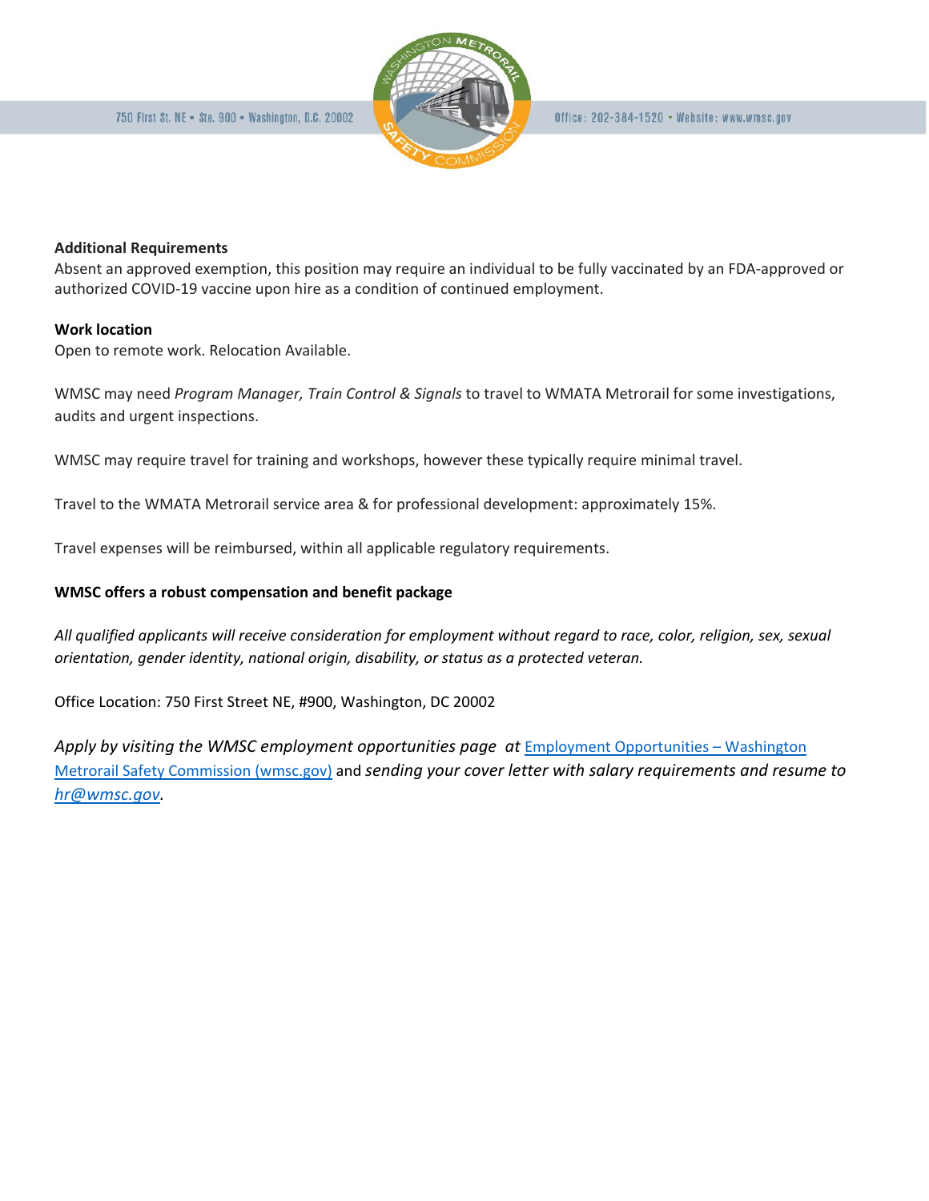**Additional Requirements**
Absent an approved exemption, this position may require an individual to be fully vaccinated by an FDA-approved or authorized COVID-19 vaccine upon hire as a condition of continued employment.

**Work location**
Open to remote work. Relocation Available.

WMSC may need *Program Manager, Train Control & Signals* to travel to WMATA Metrorail for some investigations, audits and urgent inspections.

WMSC may require travel for training and workshops, however these typically require minimal travel.

Travel to the WMATA Metrorail service area & for professional development: approximately 15%.

Travel expenses will be reimbursed, within all applicable regulatory requirements.

**WMSC offers a robust compensation and benefit package**

*All qualified applicants will receive consideration for employment without regard to race, color, religion, sex, sexual orientation, gender identity, national origin, disability, or status as a protected veteran.*

Office Location: 750 First Street NE, #900, Washington, DC 20002

*Apply by visiting the WMSC employment opportunities page at* [Employment Opportunities – Washington Metrorail Safety Commission (wmsc.gov)](wmsc.gov) and *sending your cover letter with salary requirements and resume to* *[hr@wmsc.gov](mailto:hr@wmsc.gov).*